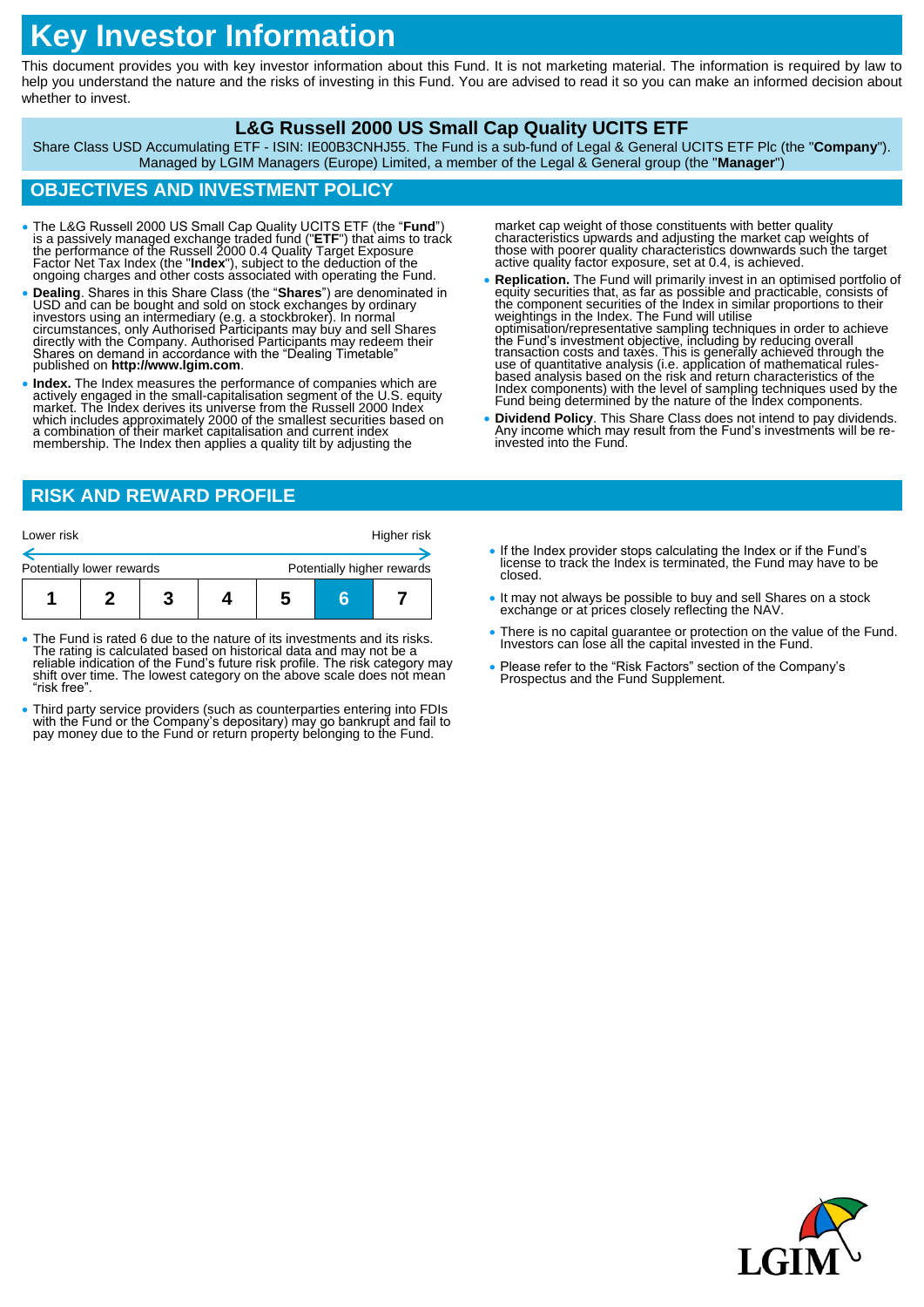# Key Investor Information

This document provides you with key investor information about this Fund. It is not marketing material. The information is required by law to help you understand the nature and the risks of investing in this Fund. You are advised to read it so you can make an informed decision about whether to invest.

### L&G Russell 2000 US Small Cap Quality UCITS ETF

Share Class USD Accumulating ETF - ISIN: IE00B3CNHJ55. The Fund is a sub-fund of Legal & General UCITS ETF Plc (the "**Company**"). Managed by LGIM Managers (Europe) Limited, a member of the Legal & General group (the "**Manager**")

## OBJECTIVES AND INVESTMENT POLICY

- The L&G Russell 2000 US Small Cap Quality UCITS ETF (the "**Fund**") is a passively managed exchange traded fund ("**ETF**") that aims to track the performance of the Russell 2000 0.4 Quality Target Exposure Factor Net Tax Index (the "**Index**"), subject to the deduction of the ongoing charges and other costs associated with operating the Fund.
- **Dealing**. Shares in this Share Class (the "**Shares**") are denominated in USD and can be bought and sold on stock exchanges by ordinary investors using an intermediary (e.g. a stockbroker). In normal circumstances, only Authorised Participants may buy and sell Shares directly with the Company. Authorised Participants may redeem their Shares on demand in accordance with the "Dealing Timetable" published on **http://www.lgim.com**.
- **Index.** The Index measures the performance of companies which are actively engaged in the small-capitalisation segment of the U.S. equity market. The Index derives its universe from the Russell 2000 Index which includes approximately 2000 of the smallest securities based on a combination of their market capitalisation and current index membership. The Index then applies a quality tilt by adjusting the market cap weight of those constituents with better quality characteristics upwards and adjusting the market cap weights of those with poorer quality characteristics downwards such the target active quality factor exposure, set at 0.4, is achieved.
- **Replication.** The Fund will primarily invest in an optimised portfolio of equity securities that, as far as possible and practicable, consists of the component securities of the Index in similar proportions to their weightings in the Index. The Fund will utilise optimisation/representative sampling techniques in order to achieve the Fund's investment objective, including by reducing overall transaction costs and taxes. This is generally achieved through the use of quantitative analysis (i.e. application of mathematical rules-based analysis based on the risk and return characteristics of the Index components) with the level of sampling techniques used by the Fund being determined by the nature of the Index components.
- **Dividend Policy**. This Share Class does not intend to pay dividends. Any income which may result from the Fund's investments will be re-invested into the Fund.

## RISK AND REWARD PROFILE

Lower risk — Higher risk

Potentially lower rewards — Potentially higher rewards

| 1 | 2 | 3 | 4 | 5 | **6** | 7 |
|---|---|---|---|---|---|---|

- The Fund is rated 6 due to the nature of its investments and its risks. The rating is calculated based on historical data and may not be a reliable indication of the Fund's future risk profile. The risk category may shift over time. The lowest category on the above scale does not mean "risk free".
- Third party service providers (such as counterparties entering into FDIs with the Fund or the Company's depositary) may go bankrupt and fail to pay money due to the Fund or return property belonging to the Fund.
- If the Index provider stops calculating the Index or if the Fund's license to track the Index is terminated, the Fund may have to be closed.
- It may not always be possible to buy and sell Shares on a stock exchange or at prices closely reflecting the NAV.
- There is no capital guarantee or protection on the value of the Fund. Investors can lose all the capital invested in the Fund.
- Please refer to the "Risk Factors" section of the Company's Prospectus and the Fund Supplement.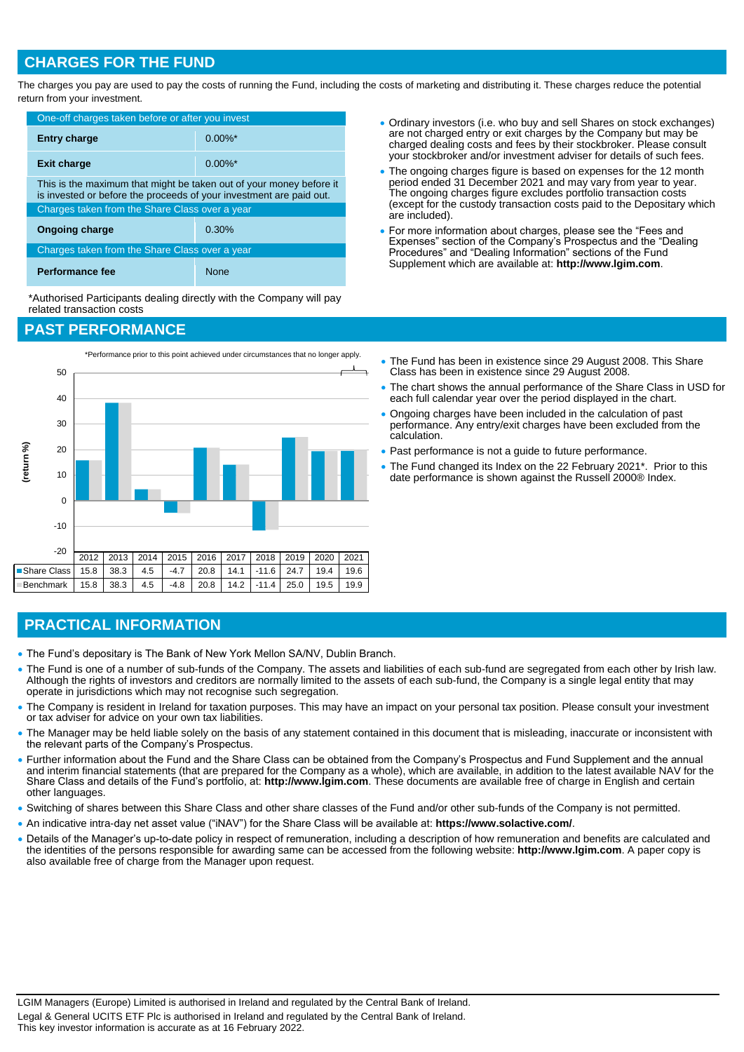## CHARGES FOR THE FUND

The charges you pay are used to pay the costs of running the Fund, including the costs of marketing and distributing it. These charges reduce the potential return from your investment.

| One-off charges taken before or after you invest | |
|---|---|
| **Entry charge** | 0.00%* |
| **Exit charge** | 0.00%* |
| This is the maximum that might be taken out of your money before it is invested or before the proceeds of your investment are paid out. | |
| Charges taken from the Share Class over a year | |
| **Ongoing charge** | 0.30% |
| Charges taken from the Share Class over a year | |
| **Performance fee** | None |

*Authorised Participants dealing directly with the Company will pay related transaction costs

- Ordinary investors (i.e. who buy and sell Shares on stock exchanges) are not charged entry or exit charges by the Company but may be charged dealing costs and fees by their stockbroker. Please consult your stockbroker and/or investment adviser for details of such fees.
- The ongoing charges figure is based on expenses for the 12 month period ended 31 December 2021 and may vary from year to year. The ongoing charges figure excludes portfolio transaction costs (except for the custody transaction costs paid to the Depositary which are included).
- For more information about charges, please see the "Fees and Expenses" section of the Company's Prospectus and the "Dealing Procedures" and "Dealing Information" sections of the Fund Supplement which are available at: **http://www.lgim.com**.

## PAST PERFORMANCE

*Performance prior to this point achieved under circumstances that no longer apply.

(return %)

50
40
30
20
10
0
-10
-20

| | 2012 | 2013 | 2014 | 2015 | 2016 | 2017 | 2018 | 2019 | 2020 | 2021 |
|---|---|---|---|---|---|---|---|---|---|---|
| Share Class | 15.8 | 38.3 | 4.5 | -4.7 | 20.8 | 14.1 | -11.6 | 24.7 | 19.4 | 19.6 |
| Benchmark | 15.8 | 38.3 | 4.5 | -4.8 | 20.8 | 14.2 | -11.4 | 25.0 | 19.5 | 19.9 |

- The Fund has been in existence since 29 August 2008. This Share Class has been in existence since 29 August 2008.
- The chart shows the annual performance of the Share Class in USD for each full calendar year over the period displayed in the chart.
- Ongoing charges have been included in the calculation of past performance. Any entry/exit charges have been excluded from the calculation.
- Past performance is not a guide to future performance.
- The Fund changed its Index on the 22 February 2021*. Prior to this date performance is shown against the Russell 2000® Index.

## PRACTICAL INFORMATION

- The Fund's depositary is The Bank of New York Mellon SA/NV, Dublin Branch.
- The Fund is one of a number of sub-funds of the Company. The assets and liabilities of each sub-fund are segregated from each other by Irish law. Although the rights of investors and creditors are normally limited to the assets of each sub-fund, the Company is a single legal entity that may operate in jurisdictions which may not recognise such segregation.
- The Company is resident in Ireland for taxation purposes. This may have an impact on your personal tax position. Please consult your investment or tax adviser for advice on your own tax liabilities.
- The Manager may be held liable solely on the basis of any statement contained in this document that is misleading, inaccurate or inconsistent with the relevant parts of the Company's Prospectus.
- Further information about the Fund and the Share Class can be obtained from the Company's Prospectus and Fund Supplement and the annual and interim financial statements (that are prepared for the Company as a whole), which are available, in addition to the latest available NAV for the Share Class and details of the Fund's portfolio, at: **http://www.lgim.com**. These documents are available free of charge in English and certain other languages.
- Switching of shares between this Share Class and other share classes of the Fund and/or other sub-funds of the Company is not permitted.
- An indicative intra-day net asset value ("iNAV") for the Share Class will be available at: **https://www.solactive.com/**.
- Details of the Manager's up-to-date policy in respect of remuneration, including a description of how remuneration and benefits are calculated and the identities of the persons responsible for awarding same can be accessed from the following website: **http://www.lgim.com**. A paper copy is also available free of charge from the Manager upon request.

LGIM Managers (Europe) Limited is authorised in Ireland and regulated by the Central Bank of Ireland.
Legal & General UCITS ETF Plc is authorised in Ireland and regulated by the Central Bank of Ireland.
This key investor information is accurate as at 16 February 2022.